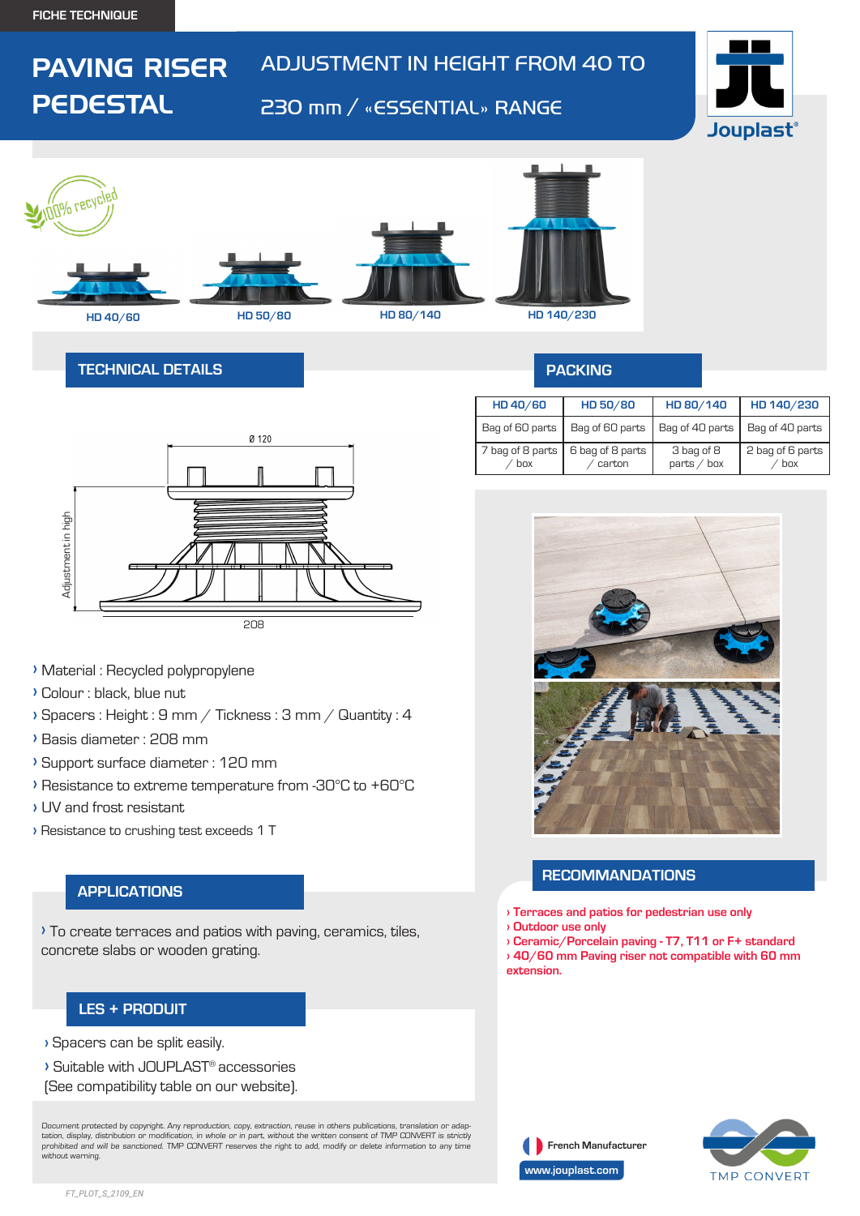FICHE TECHNIQUE

# PAVING RISER PEDESTAL

## ADJUSTMENT IN HEIGHT FROM 40 TO 230 mm / «ESSENTIAL» RANGE

Jouplast®

100% recycled

HD 40/60 HD 50/80 HD 80/140 HD 140/230

## TECHNICAL DETAILS

Ø 120

Adjustment in high

208

- Material : Recycled polypropylene
- Colour : black, blue nut
- Spacers : Height : 9 mm / Tickness : 3 mm / Quantity : 4
- Basis diameter : 208 mm
- Support surface diameter : 120 mm
- Resistance to extreme temperature from -30°C to +60°C
- UV and frost resistant
- Resistance to crushing test exceeds 1 T

## PACKING

| HD 40/60 | HD 50/80 | HD 80/140 | HD 140/230 |
|---|---|---|---|
| Bag of 60 parts | Bag of 60 parts | Bag of 40 parts | Bag of 40 parts |
| 7 bag of 8 parts / box | 6 bag of 8 parts / carton | 3 bag of 8 parts / box | 2 bag of 6 parts / box |

## APPLICATIONS

- To create terraces and patios with paving, ceramics, tiles, concrete slabs or wooden grating.

## RECOMMANDATIONS

- **Terraces and patios for pedestrian use only**
- **Outdoor use only**
- **Ceramic/Porcelain paving - T7, T11 or F+ standard**
- **40/60 mm Paving riser not compatible with 60 mm extension.**

## LES + PRODUIT

- Spacers can be split easily.
- Suitable with JOUPLAST® accessories (See compatibility table on our website).

Document protected by copyright. Any reproduction, copy, extraction, reuse in others publications, translation or adaptation, display, distribution or modification, in whole or in part, without the written consent of TMP CONVERT is strictly prohibited and will be sanctioned. TMP CONVERT reserves the right to add, modify or delete information to any time without warning.

French Manufacturer

www.jouplast.com

TMP CONVERT

FT_PLOT_S_2109_EN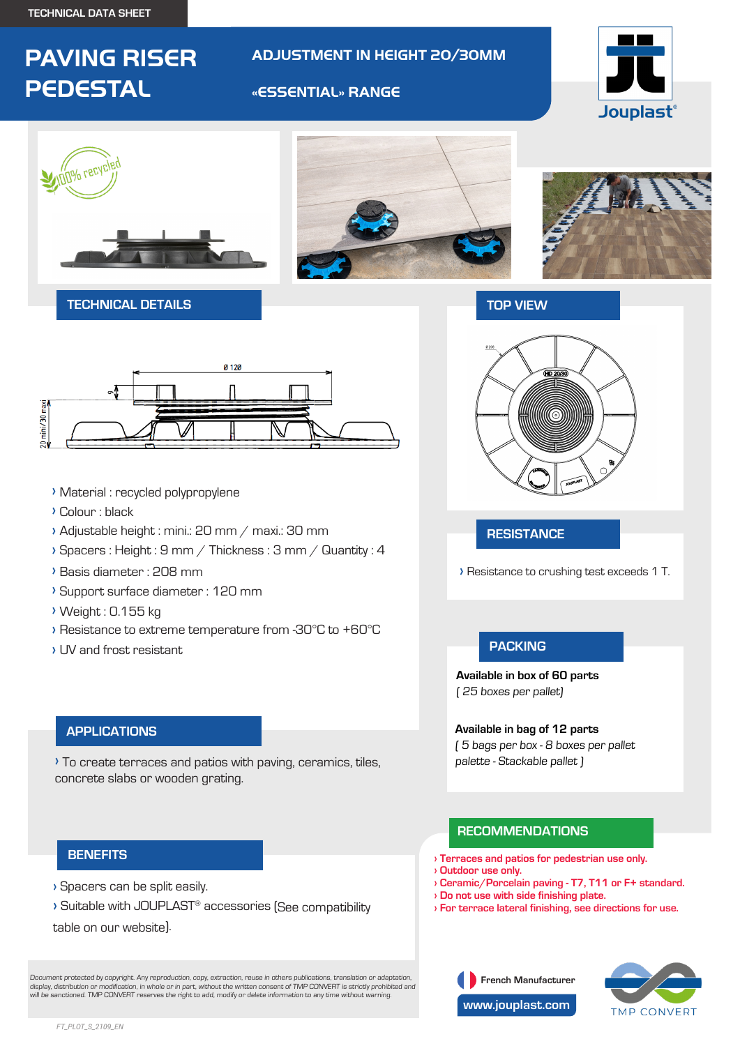TECHNICAL DATA SHEET

# PAVING RISER PEDESTAL

## ADJUSTMENT IN HEIGHT 20/30MM

## «ESSENTIAL» RANGE

Jouplast®

100% recycled

## TECHNICAL DETAILS

Ø 120

9

20 mini/30 maxi

- Material : recycled polypropylene
- Colour : black
- Adjustable height : mini.: 20 mm / maxi.: 30 mm
- Spacers : Height : 9 mm / Thickness : 3 mm / Quantity : 4
- Basis diameter : 208 mm
- Support surface diameter : 120 mm
- Weight : 0.155 kg
- Resistance to extreme temperature from -30°C to +60°C
- UV and frost resistant

## TOP VIEW

Ø 208

HD 20/30

## RESISTANCE

- Resistance to crushing test exceeds 1 T.

## PACKING

**Available in box of 60 parts**
*( 25 boxes per pallet)*

**Available in bag of 12 parts**
*( 5 bags per box - 8 boxes per pallet palette - Stackable pallet )*

## APPLICATIONS

- To create terraces and patios with paving, ceramics, tiles, concrete slabs or wooden grating.

## BENEFITS

- Spacers can be split easily.
- Suitable with JOUPLAST® accessories (See compatibility table on our website).

## RECOMMENDATIONS

- **Terraces and patios for pedestrian use only.**
- **Outdoor use only.**
- **Ceramic/Porcelain paving - T7, T11 or F+ standard.**
- **Do not use with side finishing plate.**
- **For terrace lateral finishing, see directions for use.**

*Document protected by copyright. Any reproduction, copy, extraction, reuse in others publications, translation or adaptation, display, distribution or modification, in whole or in part, without the written consent of TMP CONVERT is strictly prohibited and will be sanctioned. TMP CONVERT reserves the right to add, modify or delete information to any time without warning.*

French Manufacturer

www.jouplast.com

TMP CONVERT

*FT_PLOT_S_2109_EN*